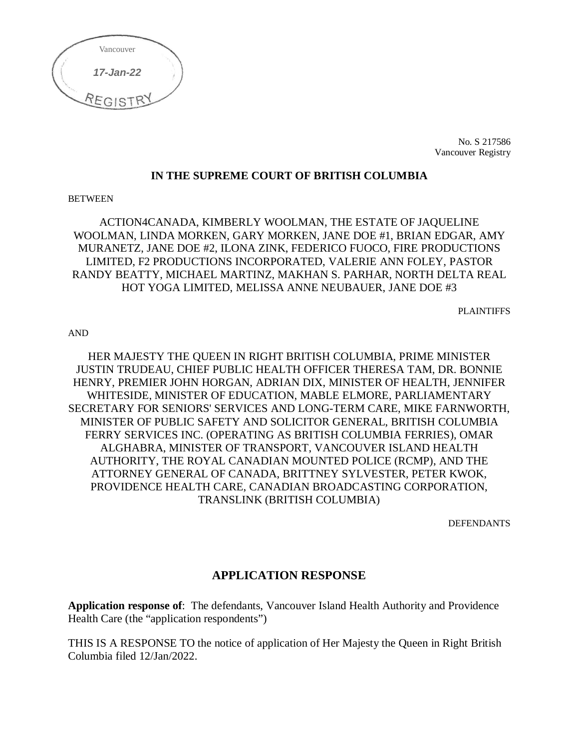Vancouver

*17-Jan-22*

REGISTRY

No. S 217586
Vancouver Registry

**IN THE SUPREME COURT OF BRITISH COLUMBIA**

BETWEEN

ACTION4CANADA, KIMBERLY WOOLMAN, THE ESTATE OF JAQUELINE WOOLMAN, LINDA MORKEN, GARY MORKEN, JANE DOE #1, BRIAN EDGAR, AMY MURANETZ, JANE DOE #2, ILONA ZINK, FEDERICO FUOCO, FIRE PRODUCTIONS LIMITED, F2 PRODUCTIONS INCORPORATED, VALERIE ANN FOLEY, PASTOR RANDY BEATTY, MICHAEL MARTINZ, MAKHAN S. PARHAR, NORTH DELTA REAL HOT YOGA LIMITED, MELISSA ANNE NEUBAUER, JANE DOE #3

PLAINTIFFS

AND

HER MAJESTY THE QUEEN IN RIGHT BRITISH COLUMBIA, PRIME MINISTER JUSTIN TRUDEAU, CHIEF PUBLIC HEALTH OFFICER THERESA TAM, DR. BONNIE HENRY, PREMIER JOHN HORGAN, ADRIAN DIX, MINISTER OF HEALTH, JENNIFER WHITESIDE, MINISTER OF EDUCATION, MABLE ELMORE, PARLIAMENTARY SECRETARY FOR SENIORS' SERVICES AND LONG-TERM CARE, MIKE FARNWORTH, MINISTER OF PUBLIC SAFETY AND SOLICITOR GENERAL, BRITISH COLUMBIA FERRY SERVICES INC. (OPERATING AS BRITISH COLUMBIA FERRIES), OMAR ALGHABRA, MINISTER OF TRANSPORT, VANCOUVER ISLAND HEALTH AUTHORITY, THE ROYAL CANADIAN MOUNTED POLICE (RCMP), AND THE ATTORNEY GENERAL OF CANADA, BRITTNEY SYLVESTER, PETER KWOK, PROVIDENCE HEALTH CARE, CANADIAN BROADCASTING CORPORATION, TRANSLINK (BRITISH COLUMBIA)

DEFENDANTS

## APPLICATION RESPONSE

**Application response of**: The defendants, Vancouver Island Health Authority and Providence Health Care (the "application respondents")

THIS IS A RESPONSE TO the notice of application of Her Majesty the Queen in Right British Columbia filed 12/Jan/2022.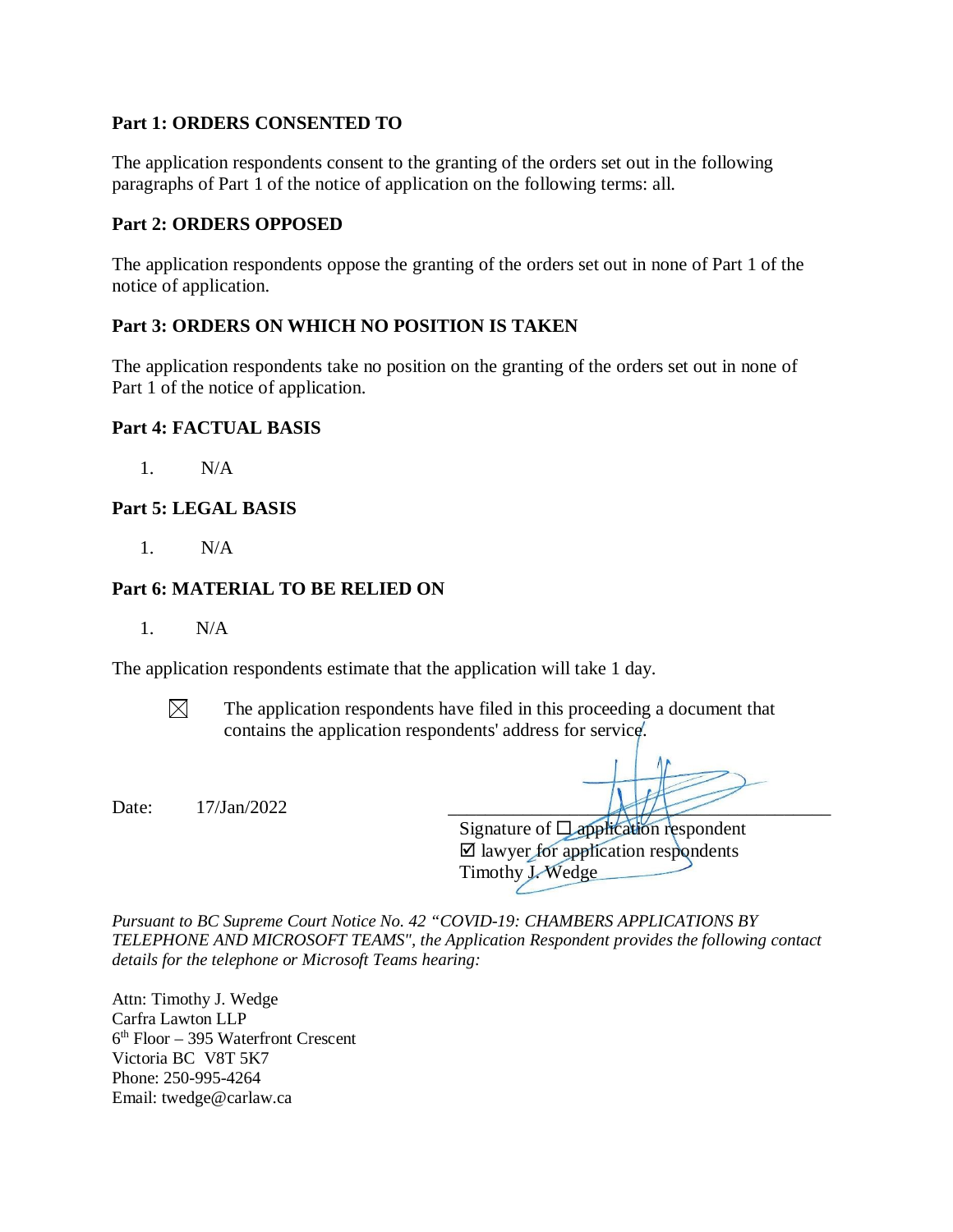**Part 1: ORDERS CONSENTED TO**

The application respondents consent to the granting of the orders set out in the following paragraphs of Part 1 of the notice of application on the following terms: all.

**Part 2: ORDERS OPPOSED**

The application respondents oppose the granting of the orders set out in none of Part 1 of the notice of application.

**Part 3: ORDERS ON WHICH NO POSITION IS TAKEN**

The application respondents take no position on the granting of the orders set out in none of Part 1 of the notice of application.

**Part 4: FACTUAL BASIS**

1. N/A

**Part 5: LEGAL BASIS**

1. N/A

**Part 6: MATERIAL TO BE RELIED ON**

1. N/A

The application respondents estimate that the application will take 1 day.

☒ The application respondents have filed in this proceeding a document that contains the application respondents' address for service.

Date: 17/Jan/2022

Signature of ☐ application respondent
☑ lawyer for application respondents
Timothy J. Wedge

*Pursuant to BC Supreme Court Notice No. 42 "COVID-19: CHAMBERS APPLICATIONS BY TELEPHONE AND MICROSOFT TEAMS", the Application Respondent provides the following contact details for the telephone or Microsoft Teams hearing:*

Attn: Timothy J. Wedge
Carfra Lawton LLP
6th Floor – 395 Waterfront Crescent
Victoria BC V8T 5K7
Phone: 250-995-4264
Email: twedge@carlaw.ca